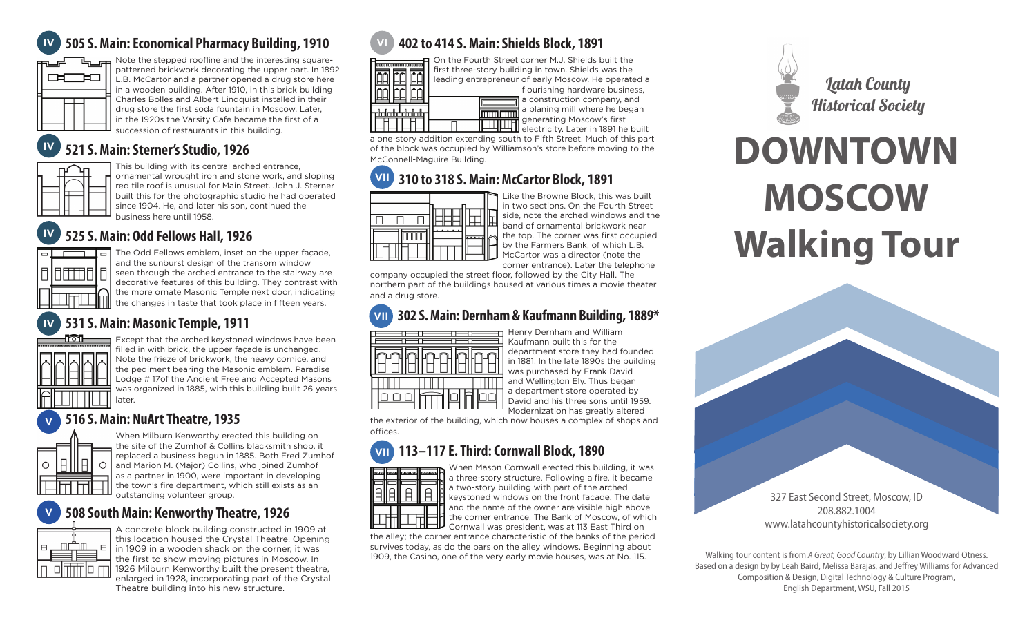## IV 505 S. Main: Economical Pharmacy Building, 1910

Note the stepped roofline and the interesting square-patterned brickwork decorating the upper part. In 1892 L.B. McCartor and a partner opened a drug store here in a wooden building. After 1910, in this brick building Charles Bolles and Albert Lindquist installed in their drug store the first soda fountain in Moscow. Later, in the 1920s the Varsity Cafe became the first of a succession of restaurants in this building.

## IV 521 S. Main: Sterner's Studio, 1926

This building with its central arched entrance, ornamental wrought iron and stone work, and sloping red tile roof is unusual for Main Street. John J. Sterner built this for the photographic studio he had operated since 1904. He, and later his son, continued the business here until 1958.

## IV 525 S. Main: Odd Fellows Hall, 1926

The Odd Fellows emblem, inset on the upper façade, and the sunburst design of the transom window seen through the arched entrance to the stairway are decorative features of this building. They contrast with the more ornate Masonic Temple next door, indicating the changes in taste that took place in fifteen years.

## IV 531 S. Main: Masonic Temple, 1911

Except that the arched keystoned windows have been filled in with brick, the upper façade is unchanged. Note the frieze of brickwork, the heavy cornice, and the pediment bearing the Masonic emblem. Paradise Lodge # 17of the Ancient Free and Accepted Masons was organized in 1885, with this building built 26 years later.

## V 516 S. Main: NuArt Theatre, 1935

When Milburn Kenworthy erected this building on the site of the Zumhof & Collins blacksmith shop, it replaced a business begun in 1885. Both Fred Zumhof and Marion M. (Major) Collins, who joined Zumhof as a partner in 1900, were important in developing the town's fire department, which still exists as an outstanding volunteer group.

## V 508 South Main: Kenworthy Theatre, 1926

A concrete block building constructed in 1909 at this location housed the Crystal Theatre. Opening in 1909 in a wooden shack on the corner, it was the first to show moving pictures in Moscow. In 1926 Milburn Kenworthy built the present theatre, enlarged in 1928, incorporating part of the Crystal Theatre building into his new structure.

## VI 402 to 414 S. Main: Shields Block, 1891

On the Fourth Street corner M.J. Shields built the first three-story building in town. Shields was the leading entrepreneur of early Moscow. He operated a flourishing hardware business, a construction company, and a planing mill where he began generating Moscow's first electricity. Later in 1891 he built a one-story addition extending south to Fifth Street. Much of this part of the block was occupied by Williamson's store before moving to the McConnell-Maguire Building.

## VII 310 to 318 S. Main: McCartor Block, 1891

Like the Browne Block, this was built in two sections. On the Fourth Street side, note the arched windows and the band of ornamental brickwork near the top. The corner was first occupied by the Farmers Bank, of which L.B. McCartor was a director (note the corner entrance). Later the telephone company occupied the street floor, followed by the City Hall. The northern part of the buildings housed at various times a movie theater and a drug store.

## VII 302 S. Main: Dernham & Kaufmann Building, 1889*

Henry Dernham and William Kaufmann built this for the department store they had founded in 1881. In the late 1890s the building was purchased by Frank David and Wellington Ely. Thus began a department store operated by David and his three sons until 1959. Modernization has greatly altered the exterior of the building, which now houses a complex of shops and offices.

## VII 113–117 E. Third: Cornwall Block, 1890

When Mason Cornwall erected this building, it was a three-story structure. Following a fire, it became a two-story building with part of the arched keystoned windows on the front facade. The date and the name of the owner are visible high above the corner entrance. The Bank of Moscow, of which Cornwall was president, was at 113 East Third on the alley; the corner entrance characteristic of the banks of the period survives today, as do the bars on the alley windows. Beginning about 1909, the Casino, one of the very early movie houses, was at No. 115.

Latah County Historical Society

# DOWNTOWN MOSCOW Walking Tour

327 East Second Street, Moscow, ID
208.882.1004
www.latahcountyhistoricalsociety.org

Walking tour content is from *A Great, Good Country*, by Lillian Woodward Otness. Based on a design by by Leah Baird, Melissa Barajas, and Jeffrey Williams for Advanced Composition & Design, Digital Technology & Culture Program, English Department, WSU, Fall 2015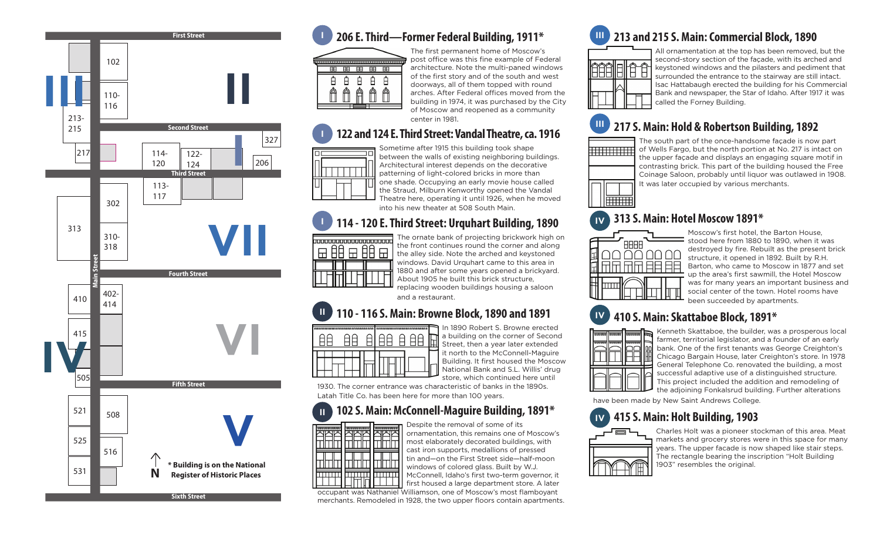First Street

102

110-116

213-215

Second Street

327

217

114-120

122-124

206

Third Street

113-117

302

313

310-318

Main Street

Fourth Street

410

402-414

415

505

Fifth Street

521

508

525

516

531

Sixth Street

III

II

I

VII

VI

IV

V

N

**\* Building is on the National Register of Historic Places**

## I 206 E. Third—Former Federal Building, 1911*

The first permanent home of Moscow's post office was this fine example of Federal architecture. Note the multi-paned windows of the first story and of the south and west doorways, all of them topped with round arches. After Federal offices moved from the building in 1974, it was purchased by the City of Moscow and reopened as a community center in 1981.

## I 122 and 124 E. Third Street: Vandal Theatre, ca. 1916

Sometime after 1915 this building took shape between the walls of existing neighboring buildings. Architectural interest depends on the decorative patterning of light-colored bricks in more than one shade. Occupying an early movie house called the Straud, Milburn Kenworthy opened the Vandal Theatre here, operating it until 1926, when he moved into his new theater at 508 South Main.

## I 114 - 120 E. Third Street: Urquhart Building, 1890

The ornate bank of projecting brickwork high on the front continues round the corner and along the alley side. Note the arched and keystoned windows. David Urquhart came to this area in 1880 and after some years opened a brickyard. About 1905 he built this brick structure, replacing wooden buildings housing a saloon and a restaurant.

## II 110 - 116 S. Main: Browne Block, 1890 and 1891

In 1890 Robert S. Browne erected a building on the corner of Second Street, then a year later extended it north to the McConnell-Maguire Building. It first housed the Moscow National Bank and S.L. Willis' drug store, which continued here until 1930. The corner entrance was characteristic of banks in the 1890s. Latah Title Co. has been here for more than 100 years.

## II 102 S. Main: McConnell-Maguire Building, 1891*

Despite the removal of some of its ornamentation, this remains one of Moscow's most elaborately decorated buildings, with cast iron supports, medallions of pressed tin and—on the First Street side—half-moon windows of colored glass. Built by W.J. McConnell, Idaho's first two-term governor, it first housed a large department store. A later occupant was Nathaniel Williamson, one of Moscow's most flamboyant merchants. Remodeled in 1928, the two upper floors contain apartments.

## III 213 and 215 S. Main: Commercial Block, 1890

All ornamentation at the top has been removed, but the second-story section of the façade, with its arched and keystoned windows and the pilasters and pediment that surrounded the entrance to the stairway are still intact. Isac Hattabaugh erected the building for his Commercial Bank and newspaper, the Star of Idaho. After 1917 it was called the Forney Building.

## III 217 S. Main: Hold & Robertson Building, 1892

The south part of the once-handsome façade is now part of Wells Fargo, but the north portion at No. 217 is intact on the upper façade and displays an engaging square motif in contrasting brick. This part of the building housed the Free Coinage Saloon, probably until liquor was outlawed in 1908. It was later occupied by various merchants.

## IV 313 S. Main: Hotel Moscow 1891*

Moscow's first hotel, the Barton House, stood here from 1880 to 1890, when it was destroyed by fire. Rebuilt as the present brick structure, it opened in 1892. Built by R.H. Barton, who came to Moscow in 1877 and set up the area's first sawmill, the Hotel Moscow was for many years an important business and social center of the town. Hotel rooms have been succeeded by apartments.

## IV 410 S. Main: Skattaboe Block, 1891*

Kenneth Skattaboe, the builder, was a prosperous local farmer, territorial legislator, and a founder of an early bank. One of the first tenants was George Creighton's Chicago Bargain House, later Creighton's store. In 1978 General Telephone Co. renovated the building, a most successful adaptive use of a distinguished structure. This project included the addition and remodeling of the adjoining Fonkalsrud building. Further alterations have been made by New Saint Andrews College.

## IV 415 S. Main: Holt Building, 1903

Charles Holt was a pioneer stockman of this area. Meat markets and grocery stores were in this space for many years. The upper facade is now shaped like stair steps. The rectangle bearing the inscription "Holt Building 1903" resembles the original.